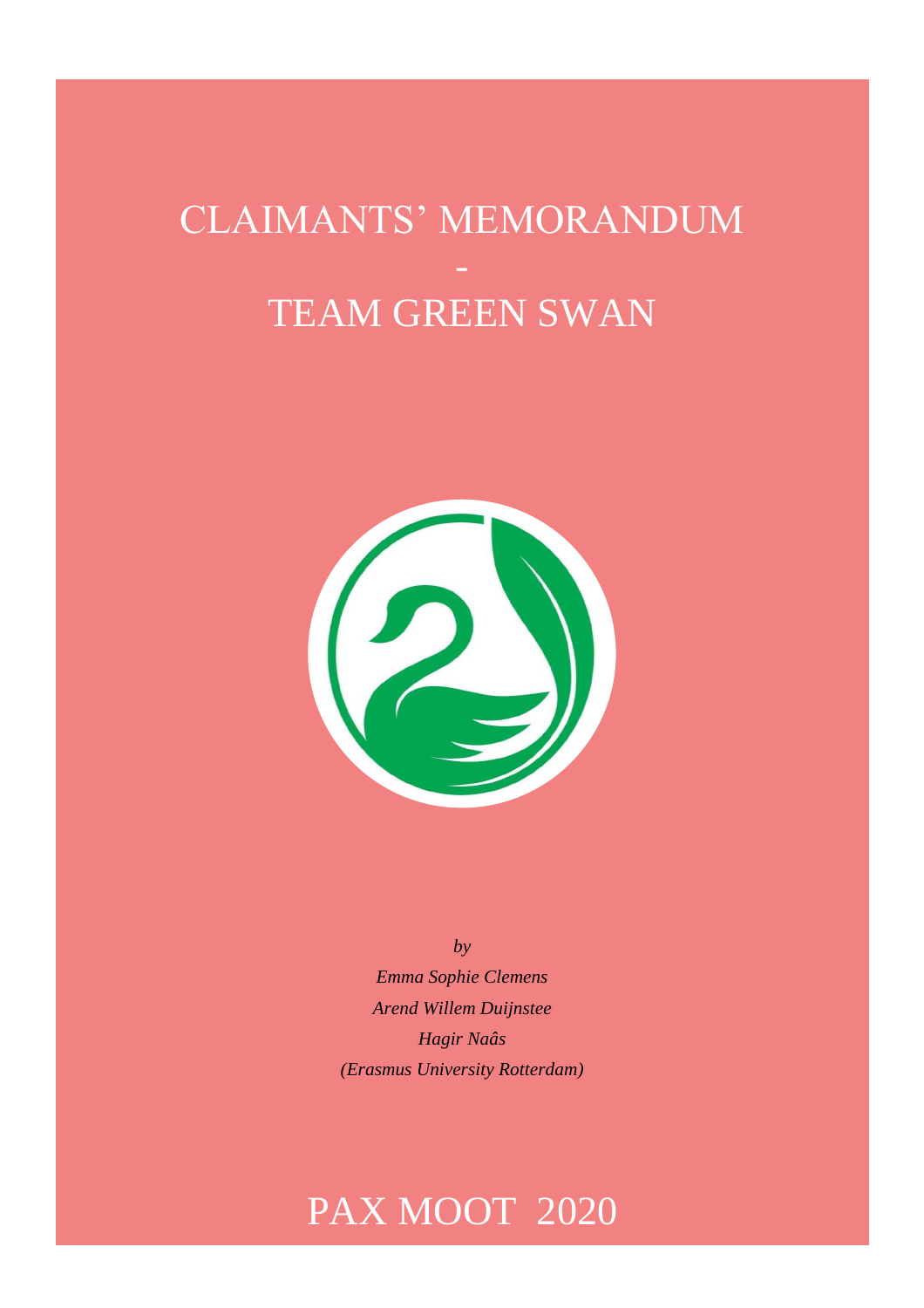# CLAIMANTS' MEMORANDUM

-

# TEAM GREEN SWAN

*by*

*Emma Sophie Clemens*

*Arend Willem Duijnstee*

*Hagir Naâs*

*(Erasmus University Rotterdam)*

# PAX MOOT 2020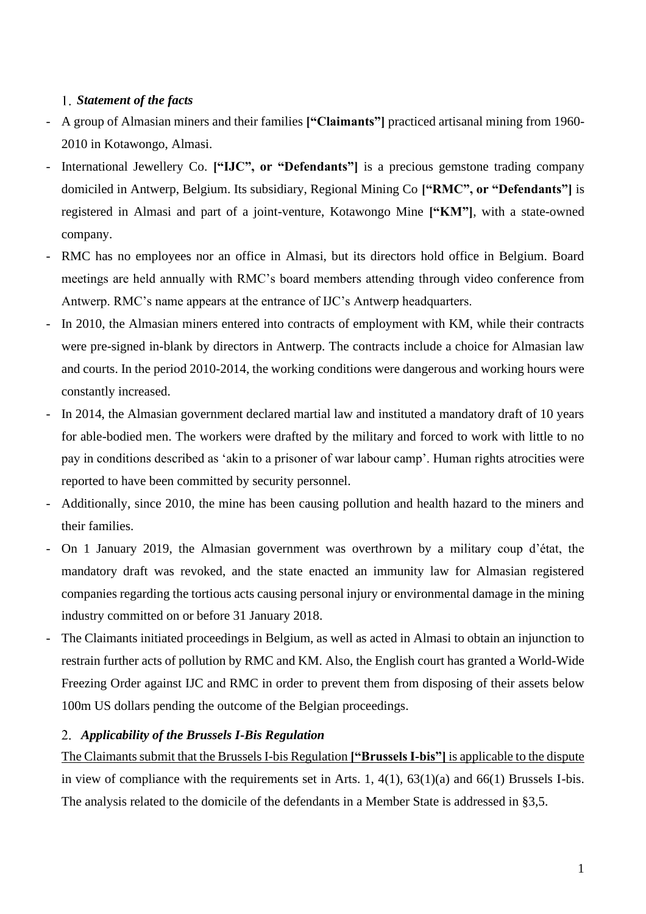## 1. *Statement of the facts*

- A group of Almasian miners and their families **["Claimants"]** practiced artisanal mining from 1960-2010 in Kotawongo, Almasi.
- International Jewellery Co. **["IJC", or "Defendants"]** is a precious gemstone trading company domiciled in Antwerp, Belgium. Its subsidiary, Regional Mining Co **["RMC", or "Defendants"]** is registered in Almasi and part of a joint-venture, Kotawongo Mine **["KM"]**, with a state-owned company.
- RMC has no employees nor an office in Almasi, but its directors hold office in Belgium. Board meetings are held annually with RMC's board members attending through video conference from Antwerp. RMC's name appears at the entrance of IJC's Antwerp headquarters.
- In 2010, the Almasian miners entered into contracts of employment with KM, while their contracts were pre-signed in-blank by directors in Antwerp. The contracts include a choice for Almasian law and courts. In the period 2010-2014, the working conditions were dangerous and working hours were constantly increased.
- In 2014, the Almasian government declared martial law and instituted a mandatory draft of 10 years for able-bodied men. The workers were drafted by the military and forced to work with little to no pay in conditions described as 'akin to a prisoner of war labour camp'. Human rights atrocities were reported to have been committed by security personnel.
- Additionally, since 2010, the mine has been causing pollution and health hazard to the miners and their families.
- On 1 January 2019, the Almasian government was overthrown by a military coup d'état, the mandatory draft was revoked, and the state enacted an immunity law for Almasian registered companies regarding the tortious acts causing personal injury or environmental damage in the mining industry committed on or before 31 January 2018.
- The Claimants initiated proceedings in Belgium, as well as acted in Almasi to obtain an injunction to restrain further acts of pollution by RMC and KM. Also, the English court has granted a World-Wide Freezing Order against IJC and RMC in order to prevent them from disposing of their assets below 100m US dollars pending the outcome of the Belgian proceedings.

## 2. *Applicability of the Brussels I-Bis Regulation*

<u>The Claimants submit that the Brussels I-bis Regulation **["Brussels I-bis"]** is applicable to the dispute</u> in view of compliance with the requirements set in Arts. 1, 4(1), 63(1)(a) and 66(1) Brussels I-bis. The analysis related to the domicile of the defendants in a Member State is addressed in §3,5.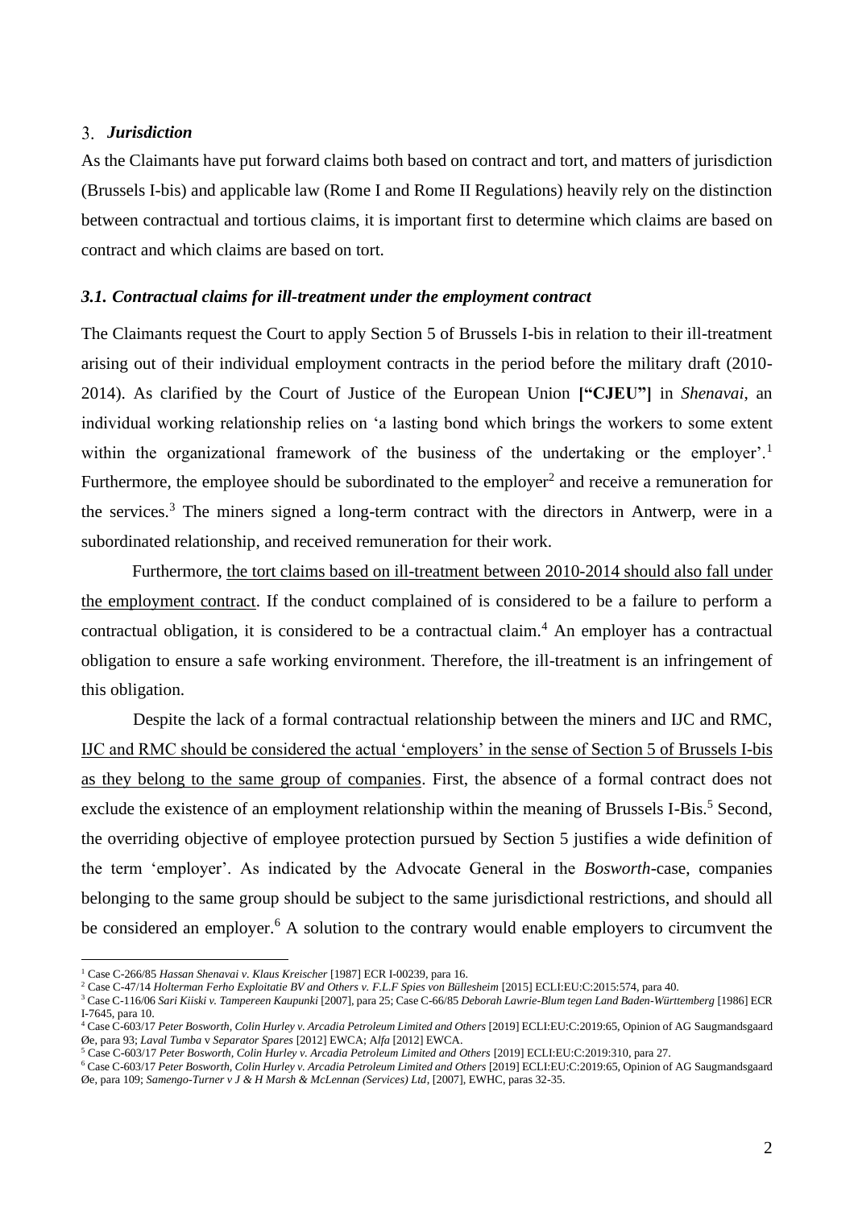## 3. *Jurisdiction*

As the Claimants have put forward claims both based on contract and tort, and matters of jurisdiction (Brussels I-bis) and applicable law (Rome I and Rome II Regulations) heavily rely on the distinction between contractual and tortious claims, it is important first to determine which claims are based on contract and which claims are based on tort.

### *3.1. Contractual claims for ill-treatment under the employment contract*

The Claimants request the Court to apply Section 5 of Brussels I-bis in relation to their ill-treatment arising out of their individual employment contracts in the period before the military draft (2010-2014). As clarified by the Court of Justice of the European Union **["CJEU"]** in *Shenavai*, an individual working relationship relies on 'a lasting bond which brings the workers to some extent within the organizational framework of the business of the undertaking or the employer'.[1] Furthermore, the employee should be subordinated to the employer[2] and receive a remuneration for the services.[3] The miners signed a long-term contract with the directors in Antwerp, were in a subordinated relationship, and received remuneration for their work.

Furthermore, <u>the tort claims based on ill-treatment between 2010-2014 should also fall under the employment contract</u>. If the conduct complained of is considered to be a failure to perform a contractual obligation, it is considered to be a contractual claim.[4] An employer has a contractual obligation to ensure a safe working environment. Therefore, the ill-treatment is an infringement of this obligation.

Despite the lack of a formal contractual relationship between the miners and IJC and RMC, <u>IJC and RMC should be considered the actual 'employers' in the sense of Section 5 of Brussels I-bis as they belong to the same group of companies</u>. First, the absence of a formal contract does not exclude the existence of an employment relationship within the meaning of Brussels I-Bis.[5] Second, the overriding objective of employee protection pursued by Section 5 justifies a wide definition of the term 'employer'. As indicated by the Advocate General in the *Bosworth*-case, companies belonging to the same group should be subject to the same jurisdictional restrictions, and should all be considered an employer.[6] A solution to the contrary would enable employers to circumvent the

---

[1] Case C-266/85 *Hassan Shenavai v. Klaus Kreischer* [1987] ECR I-00239, para 16.

[2] Case C-47/14 *Holterman Ferho Exploitatie BV and Others v. F.L.F Spies von Büllesheim* [2015] ECLI:EU:C:2015:574, para 40.

[3] Case C-116/06 *Sari Kiiski v. Tampereen Kaupunki* [2007], para 25; Case C-66/85 *Deborah Lawrie-Blum tegen Land Baden-Württemberg* [1986] ECR I-7645, para 10.

[4] Case C-603/17 *Peter Bosworth, Colin Hurley v. Arcadia Petroleum Limited and Others* [2019] ECLI:EU:C:2019:65, Opinion of AG Saugmandsgaard Øe, para 93; *Laval Tumba* v *Separator Spares* [2012] EWCA; A*lfa* [2012] EWCA.

[5] Case C-603/17 *Peter Bosworth, Colin Hurley v. Arcadia Petroleum Limited and Others* [2019] ECLI:EU:C:2019:310, para 27.

[6] Case C-603/17 *Peter Bosworth, Colin Hurley v. Arcadia Petroleum Limited and Others* [2019] ECLI:EU:C:2019:65, Opinion of AG Saugmandsgaard Øe, para 109; *Samengo-Turner v J & H Marsh & McLennan (Services) Ltd*, [2007], EWHC, paras 32-35.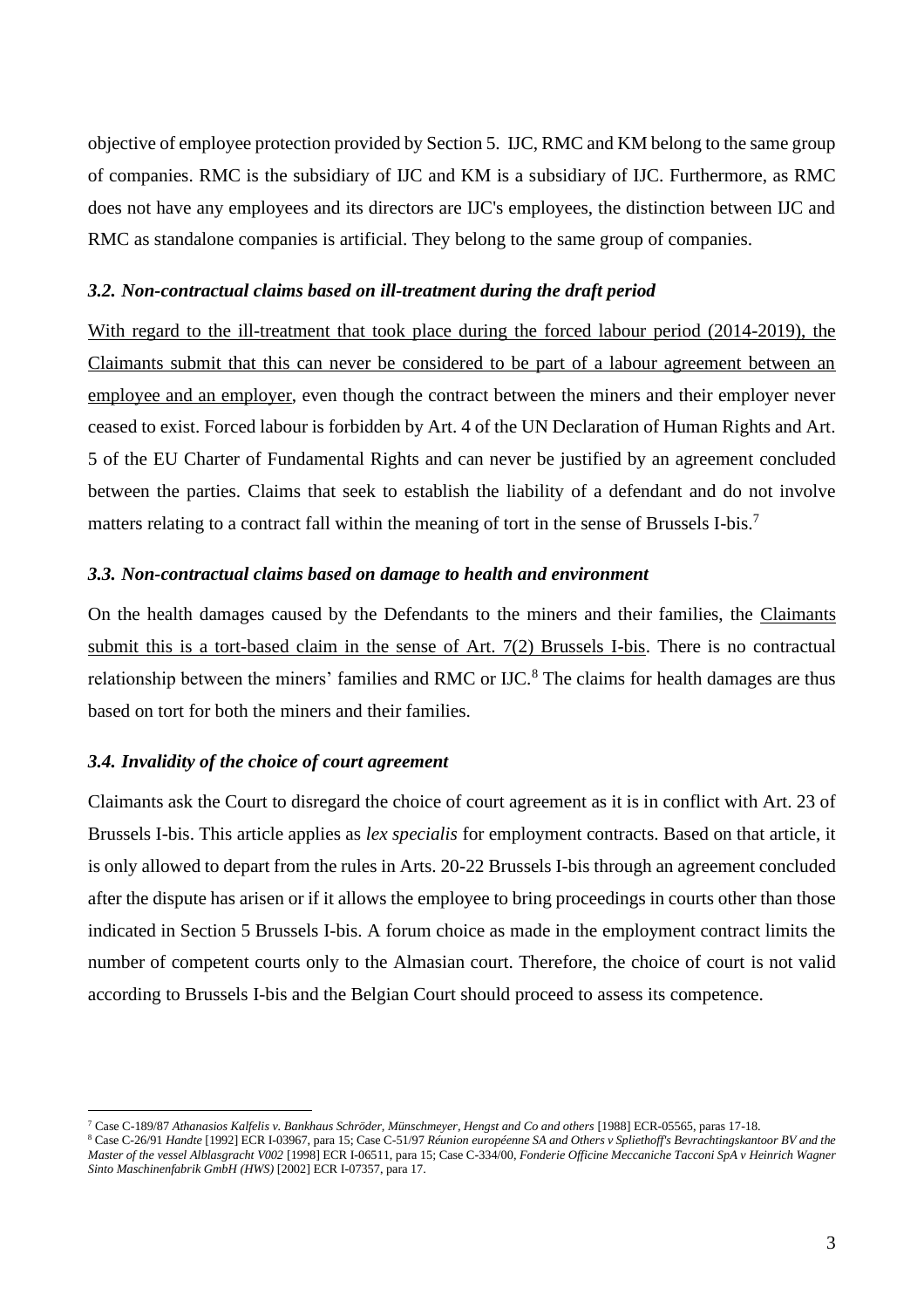objective of employee protection provided by Section 5. IJC, RMC and KM belong to the same group of companies. RMC is the subsidiary of IJC and KM is a subsidiary of IJC. Furthermore, as RMC does not have any employees and its directors are IJC's employees, the distinction between IJC and RMC as standalone companies is artificial. They belong to the same group of companies.

### *3.2. Non-contractual claims based on ill-treatment during the draft period*

<u>With regard to the ill-treatment that took place during the forced labour period (2014-2019), the Claimants submit that this can never be considered to be part of a labour agreement between an employee and an employer</u>, even though the contract between the miners and their employer never ceased to exist. Forced labour is forbidden by Art. 4 of the UN Declaration of Human Rights and Art. 5 of the EU Charter of Fundamental Rights and can never be justified by an agreement concluded between the parties. Claims that seek to establish the liability of a defendant and do not involve matters relating to a contract fall within the meaning of tort in the sense of Brussels I-bis.[7]

### *3.3. Non-contractual claims based on damage to health and environment*

On the health damages caused by the Defendants to the miners and their families, the <u>Claimants submit this is a tort-based claim in the sense of Art. 7(2) Brussels I-bis</u>. There is no contractual relationship between the miners' families and RMC or IJC.[8] The claims for health damages are thus based on tort for both the miners and their families.

### *3.4. Invalidity of the choice of court agreement*

Claimants ask the Court to disregard the choice of court agreement as it is in conflict with Art. 23 of Brussels I-bis. This article applies as *lex specialis* for employment contracts. Based on that article, it is only allowed to depart from the rules in Arts. 20-22 Brussels I-bis through an agreement concluded after the dispute has arisen or if it allows the employee to bring proceedings in courts other than those indicated in Section 5 Brussels I-bis. A forum choice as made in the employment contract limits the number of competent courts only to the Almasian court. Therefore, the choice of court is not valid according to Brussels I-bis and the Belgian Court should proceed to assess its competence.

---

[7] Case C-189/87 *Athanasios Kalfelis v. Bankhaus Schröder, Münschmeyer, Hengst and Co and others* [1988] ECR-05565, paras 17-18.

[8] Case C-26/91 *Handte* [1992] ECR I-03967, para 15; Case C-51/97 *Réunion européenne SA and Others v Spliethoff's Bevrachtingskantoor BV and the Master of the vessel Alblasgracht V002* [1998] ECR I-06511, para 15; Case C-334/00, *Fonderie Officine Meccaniche Tacconi SpA v Heinrich Wagner Sinto Maschinenfabrik GmbH (HWS)* [2002] ECR I-07357, para 17.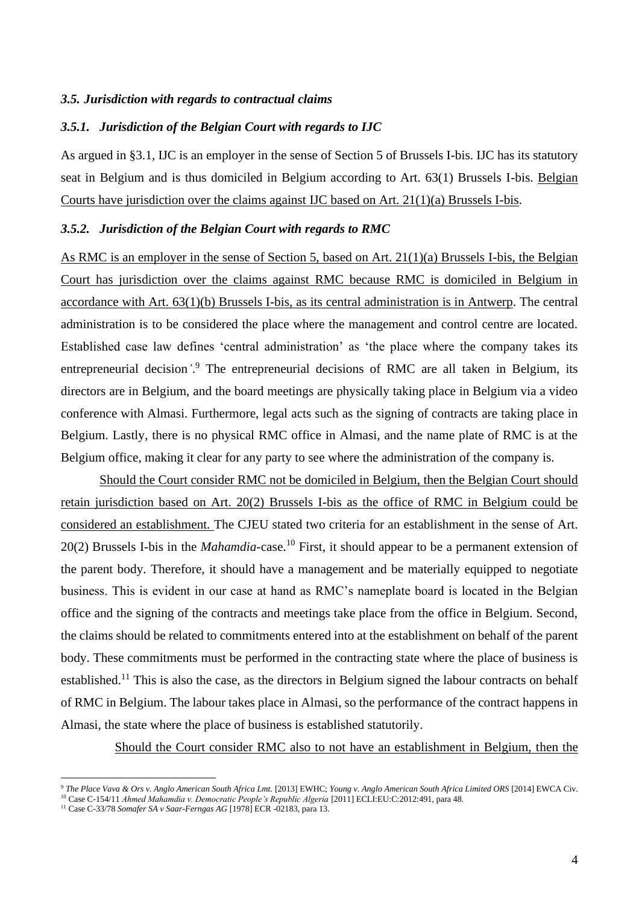### *3.5. Jurisdiction with regards to contractual claims*

### *3.5.1. Jurisdiction of the Belgian Court with regards to IJC*

As argued in §3.1, IJC is an employer in the sense of Section 5 of Brussels I-bis. IJC has its statutory seat in Belgium and is thus domiciled in Belgium according to Art. 63(1) Brussels I-bis. <u>Belgian Courts have jurisdiction over the claims against IJC based on Art. 21(1)(a) Brussels I-bis</u>.

### *3.5.2. Jurisdiction of the Belgian Court with regards to RMC*

<u>As RMC is an employer in the sense of Section 5, based on Art. 21(1)(a) Brussels I-bis, the Belgian Court has jurisdiction over the claims against RMC because RMC is domiciled in Belgium in accordance with Art. 63(1)(b) Brussels I-bis, as its central administration is in Antwerp</u>. The central administration is to be considered the place where the management and control centre are located. Established case law defines 'central administration' as 'the place where the company takes its entrepreneurial decision'.[9] The entrepreneurial decisions of RMC are all taken in Belgium, its directors are in Belgium, and the board meetings are physically taking place in Belgium via a video conference with Almasi. Furthermore, legal acts such as the signing of contracts are taking place in Belgium. Lastly, there is no physical RMC office in Almasi, and the name plate of RMC is at the Belgium office, making it clear for any party to see where the administration of the company is.

<u>Should the Court consider RMC not be domiciled in Belgium, then the Belgian Court should retain jurisdiction based on Art. 20(2) Brussels I-bis as the office of RMC in Belgium could be considered an establishment.</u> The CJEU stated two criteria for an establishment in the sense of Art. 20(2) Brussels I-bis in the *Mahamdia*-case.[10] First, it should appear to be a permanent extension of the parent body. Therefore, it should have a management and be materially equipped to negotiate business. This is evident in our case at hand as RMC's nameplate board is located in the Belgian office and the signing of the contracts and meetings take place from the office in Belgium. Second, the claims should be related to commitments entered into at the establishment on behalf of the parent body. These commitments must be performed in the contracting state where the place of business is established.[11] This is also the case, as the directors in Belgium signed the labour contracts on behalf of RMC in Belgium. The labour takes place in Almasi, so the performance of the contract happens in Almasi, the state where the place of business is established statutorily.

<u>Should the Court consider RMC also to not have an establishment in Belgium, then the</u>

---

[9] *The Place Vava & Ors v. Anglo American South Africa Lmt.* [2013] EWHC; *Young v. Anglo American South Africa Limited ORS* [2014] EWCA Civ.

[10] Case C-154/11 *Ahmed Mahamdia v. Democratic People's Republic Algeria* [2011] ECLI:EU:C:2012:491, para 48.

[11] Case C-33/78 *Somafer SA v Saar-Ferngas AG* [1978] ECR -02183, para 13.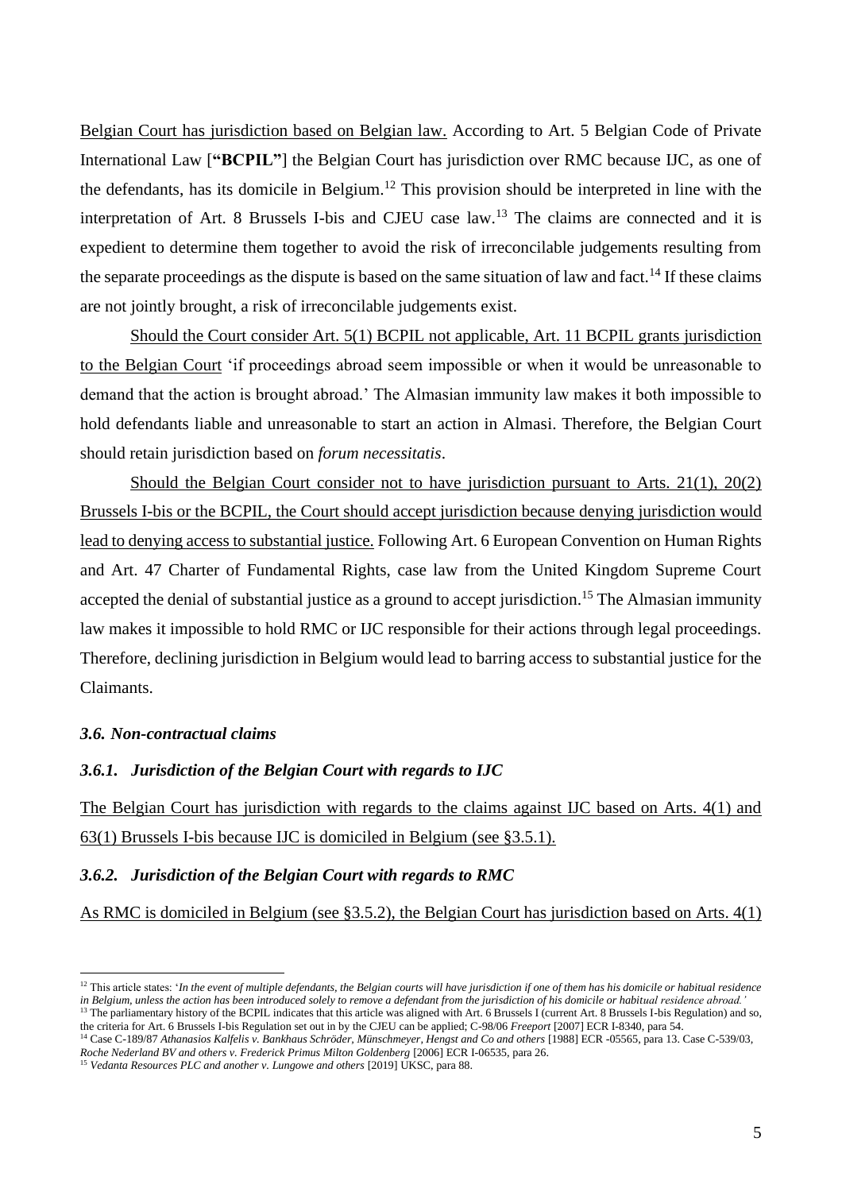Belgian Court has jurisdiction based on Belgian law. According to Art. 5 Belgian Code of Private International Law [**"BCPIL"**] the Belgian Court has jurisdiction over RMC because IJC, as one of the defendants, has its domicile in Belgium.[12] This provision should be interpreted in line with the interpretation of Art. 8 Brussels I-bis and CJEU case law.[13] The claims are connected and it is expedient to determine them together to avoid the risk of irreconcilable judgements resulting from the separate proceedings as the dispute is based on the same situation of law and fact.[14] If these claims are not jointly brought, a risk of irreconcilable judgements exist.

Should the Court consider Art. 5(1) BCPIL not applicable, Art. 11 BCPIL grants jurisdiction to the Belgian Court 'if proceedings abroad seem impossible or when it would be unreasonable to demand that the action is brought abroad.' The Almasian immunity law makes it both impossible to hold defendants liable and unreasonable to start an action in Almasi. Therefore, the Belgian Court should retain jurisdiction based on *forum necessitatis*.

Should the Belgian Court consider not to have jurisdiction pursuant to Arts. 21(1), 20(2) Brussels I-bis or the BCPIL, the Court should accept jurisdiction because denying jurisdiction would lead to denying access to substantial justice. Following Art. 6 European Convention on Human Rights and Art. 47 Charter of Fundamental Rights, case law from the United Kingdom Supreme Court accepted the denial of substantial justice as a ground to accept jurisdiction.[15] The Almasian immunity law makes it impossible to hold RMC or IJC responsible for their actions through legal proceedings. Therefore, declining jurisdiction in Belgium would lead to barring access to substantial justice for the Claimants.

### *3.6. Non-contractual claims*

#### *3.6.1. Jurisdiction of the Belgian Court with regards to IJC*

The Belgian Court has jurisdiction with regards to the claims against IJC based on Arts. 4(1) and 63(1) Brussels I-bis because IJC is domiciled in Belgium (see §3.5.1).

#### *3.6.2. Jurisdiction of the Belgian Court with regards to RMC*

As RMC is domiciled in Belgium (see §3.5.2), the Belgian Court has jurisdiction based on Arts. 4(1)

---

[12] This article states: '*In the event of multiple defendants, the Belgian courts will have jurisdiction if one of them has his domicile or habitual residence in Belgium, unless the action has been introduced solely to remove a defendant from the jurisdiction of his domicile or habitual residence abroad.*'

[13] The parliamentary history of the BCPIL indicates that this article was aligned with Art. 6 Brussels I (current Art. 8 Brussels I-bis Regulation) and so, the criteria for Art. 6 Brussels I-bis Regulation set out in by the CJEU can be applied; C-98/06 *Freeport* [2007] ECR I-8340, para 54.

[14] Case C-189/87 *Athanasios Kalfelis v. Bankhaus Schröder, Münschmeyer, Hengst and Co and others* [1988] ECR -05565, para 13. Case C-539/03, *Roche Nederland BV and others v. Frederick Primus Milton Goldenberg* [2006] ECR I-06535, para 26.

[15] *Vedanta Resources PLC and another v. Lungowe and others* [2019] UKSC, para 88.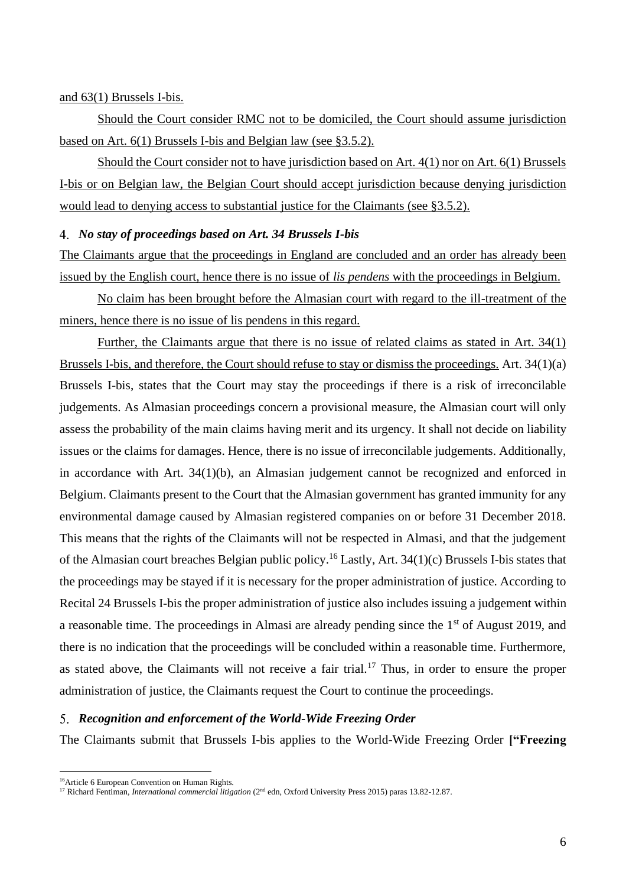and 63(1) Brussels I-bis.

Should the Court consider RMC not to be domiciled, the Court should assume jurisdiction based on Art. 6(1) Brussels I-bis and Belgian law (see §3.5.2).

Should the Court consider not to have jurisdiction based on Art. 4(1) nor on Art. 6(1) Brussels I-bis or on Belgian law, the Belgian Court should accept jurisdiction because denying jurisdiction would lead to denying access to substantial justice for the Claimants (see §3.5.2).

### 4. *No stay of proceedings based on Art. 34 Brussels I-bis*

The Claimants argue that the proceedings in England are concluded and an order has already been issued by the English court, hence there is no issue of *lis pendens* with the proceedings in Belgium.

No claim has been brought before the Almasian court with regard to the ill-treatment of the miners, hence there is no issue of lis pendens in this regard.

Further, the Claimants argue that there is no issue of related claims as stated in Art. 34(1) Brussels I-bis, and therefore, the Court should refuse to stay or dismiss the proceedings. Art. 34(1)(a) Brussels I-bis, states that the Court may stay the proceedings if there is a risk of irreconcilable judgements. As Almasian proceedings concern a provisional measure, the Almasian court will only assess the probability of the main claims having merit and its urgency. It shall not decide on liability issues or the claims for damages. Hence, there is no issue of irreconcilable judgements. Additionally, in accordance with Art. 34(1)(b), an Almasian judgement cannot be recognized and enforced in Belgium. Claimants present to the Court that the Almasian government has granted immunity for any environmental damage caused by Almasian registered companies on or before 31 December 2018. This means that the rights of the Claimants will not be respected in Almasi, and that the judgement of the Almasian court breaches Belgian public policy.[16] Lastly, Art. 34(1)(c) Brussels I-bis states that the proceedings may be stayed if it is necessary for the proper administration of justice. According to Recital 24 Brussels I-bis the proper administration of justice also includes issuing a judgement within a reasonable time. The proceedings in Almasi are already pending since the 1st of August 2019, and there is no indication that the proceedings will be concluded within a reasonable time. Furthermore, as stated above, the Claimants will not receive a fair trial.[17] Thus, in order to ensure the proper administration of justice, the Claimants request the Court to continue the proceedings.

### 5. *Recognition and enforcement of the World-Wide Freezing Order*

The Claimants submit that Brussels I-bis applies to the World-Wide Freezing Order **["Freezing**

---

[16] Article 6 European Convention on Human Rights.

[17] Richard Fentiman, *International commercial litigation* (2nd edn, Oxford University Press 2015) paras 13.82-12.87.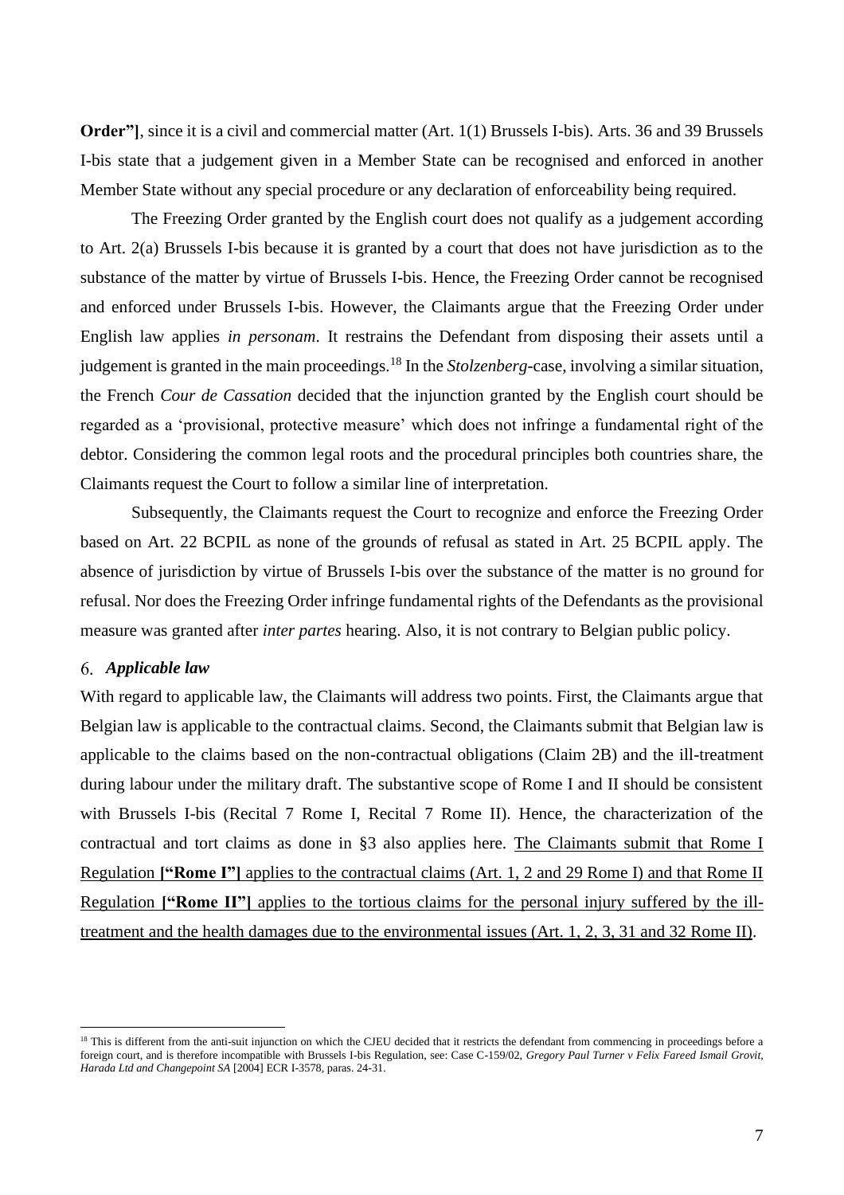**Order"]**, since it is a civil and commercial matter (Art. 1(1) Brussels I-bis). Arts. 36 and 39 Brussels I-bis state that a judgement given in a Member State can be recognised and enforced in another Member State without any special procedure or any declaration of enforceability being required.

The Freezing Order granted by the English court does not qualify as a judgement according to Art. 2(a) Brussels I-bis because it is granted by a court that does not have jurisdiction as to the substance of the matter by virtue of Brussels I-bis. Hence, the Freezing Order cannot be recognised and enforced under Brussels I-bis. However, the Claimants argue that the Freezing Order under English law applies *in personam*. It restrains the Defendant from disposing their assets until a judgement is granted in the main proceedings.[18] In the *Stolzenberg*-case, involving a similar situation, the French *Cour de Cassation* decided that the injunction granted by the English court should be regarded as a 'provisional, protective measure' which does not infringe a fundamental right of the debtor. Considering the common legal roots and the procedural principles both countries share, the Claimants request the Court to follow a similar line of interpretation.

Subsequently, the Claimants request the Court to recognize and enforce the Freezing Order based on Art. 22 BCPIL as none of the grounds of refusal as stated in Art. 25 BCPIL apply. The absence of jurisdiction by virtue of Brussels I-bis over the substance of the matter is no ground for refusal. Nor does the Freezing Order infringe fundamental rights of the Defendants as the provisional measure was granted after *inter partes* hearing. Also, it is not contrary to Belgian public policy.

### 6. *Applicable law*

With regard to applicable law, the Claimants will address two points. First, the Claimants argue that Belgian law is applicable to the contractual claims. Second, the Claimants submit that Belgian law is applicable to the claims based on the non-contractual obligations (Claim 2B) and the ill-treatment during labour under the military draft. The substantive scope of Rome I and II should be consistent with Brussels I-bis (Recital 7 Rome I, Recital 7 Rome II). Hence, the characterization of the contractual and tort claims as done in §3 also applies here. <u>The Claimants submit that Rome I Regulation **["Rome I"]** applies to the contractual claims (Art. 1, 2 and 29 Rome I) and that Rome II Regulation **["Rome II"]** applies to the tortious claims for the personal injury suffered by the ill-treatment and the health damages due to the environmental issues (Art. 1, 2, 3, 31 and 32 Rome II)</u>.

---

[18] This is different from the anti-suit injunction on which the CJEU decided that it restricts the defendant from commencing in proceedings before a foreign court, and is therefore incompatible with Brussels I-bis Regulation, see: Case C-159/02, *Gregory Paul Turner v Felix Fareed Ismail Grovit, Harada Ltd and Changepoint SA* [2004] ECR I-3578, paras. 24-31.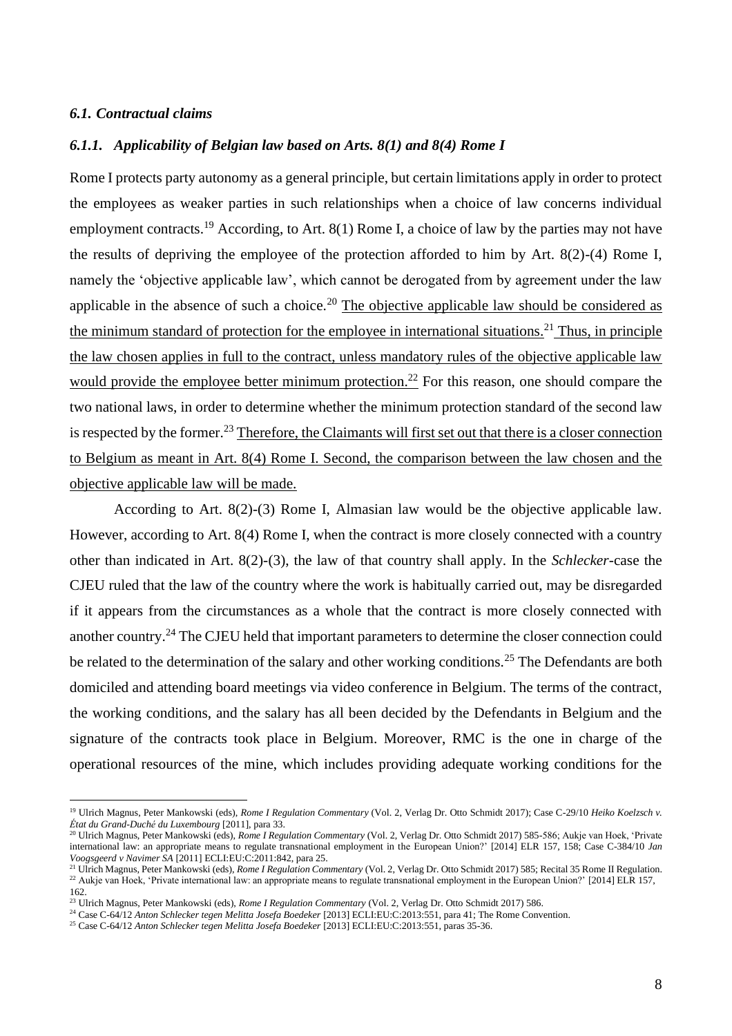### *6.1. Contractual claims*

#### *6.1.1. Applicability of Belgian law based on Arts. 8(1) and 8(4) Rome I*

Rome I protects party autonomy as a general principle, but certain limitations apply in order to protect the employees as weaker parties in such relationships when a choice of law concerns individual employment contracts.[19] According, to Art. 8(1) Rome I, a choice of law by the parties may not have the results of depriving the employee of the protection afforded to him by Art. 8(2)-(4) Rome I, namely the 'objective applicable law', which cannot be derogated from by agreement under the law applicable in the absence of such a choice.[20] <u>The objective applicable law should be considered as the minimum standard of protection for the employee in international situations.</u>[21] <u>Thus, in principle the law chosen applies in full to the contract, unless mandatory rules of the objective applicable law would provide the employee better minimum protection.</u>[22] For this reason, one should compare the two national laws, in order to determine whether the minimum protection standard of the second law is respected by the former.[23] <u>Therefore, the Claimants will first set out that there is a closer connection to Belgium as meant in Art. 8(4) Rome I. Second, the comparison between the law chosen and the objective applicable law will be made.</u>

According to Art. 8(2)-(3) Rome I, Almasian law would be the objective applicable law. However, according to Art. 8(4) Rome I, when the contract is more closely connected with a country other than indicated in Art. 8(2)-(3), the law of that country shall apply. In the *Schlecker*-case the CJEU ruled that the law of the country where the work is habitually carried out, may be disregarded if it appears from the circumstances as a whole that the contract is more closely connected with another country.[24] The CJEU held that important parameters to determine the closer connection could be related to the determination of the salary and other working conditions.[25] The Defendants are both domiciled and attending board meetings via video conference in Belgium. The terms of the contract, the working conditions, and the salary has all been decided by the Defendants in Belgium and the signature of the contracts took place in Belgium. Moreover, RMC is the one in charge of the operational resources of the mine, which includes providing adequate working conditions for the

---

[19] Ulrich Magnus, Peter Mankowski (eds), *Rome I Regulation Commentary* (Vol. 2, Verlag Dr. Otto Schmidt 2017); Case C-29/10 *Heiko Koelzsch v. État du Grand-Duché du Luxembourg* [2011], para 33.

[20] Ulrich Magnus, Peter Mankowski (eds), *Rome I Regulation Commentary* (Vol. 2, Verlag Dr. Otto Schmidt 2017) 585-586; Aukje van Hoek, 'Private international law: an appropriate means to regulate transnational employment in the European Union?' [2014] ELR 157, 158; Case C-384/10 *Jan Voogsgeerd v Navimer SA* [2011] ECLI:EU:C:2011:842, para 25.

[21] Ulrich Magnus, Peter Mankowski (eds), *Rome I Regulation Commentary* (Vol. 2, Verlag Dr. Otto Schmidt 2017) 585; Recital 35 Rome II Regulation.

[22] Aukje van Hoek, 'Private international law: an appropriate means to regulate transnational employment in the European Union?' [2014] ELR 157, 162.

[23] Ulrich Magnus, Peter Mankowski (eds), *Rome I Regulation Commentary* (Vol. 2, Verlag Dr. Otto Schmidt 2017) 586.

[24] Case C-64/12 *Anton Schlecker tegen Melitta Josefa Boedeker* [2013] ECLI:EU:C:2013:551, para 41; The Rome Convention.

[25] Case C-64/12 *Anton Schlecker tegen Melitta Josefa Boedeker* [2013] ECLI:EU:C:2013:551, paras 35-36.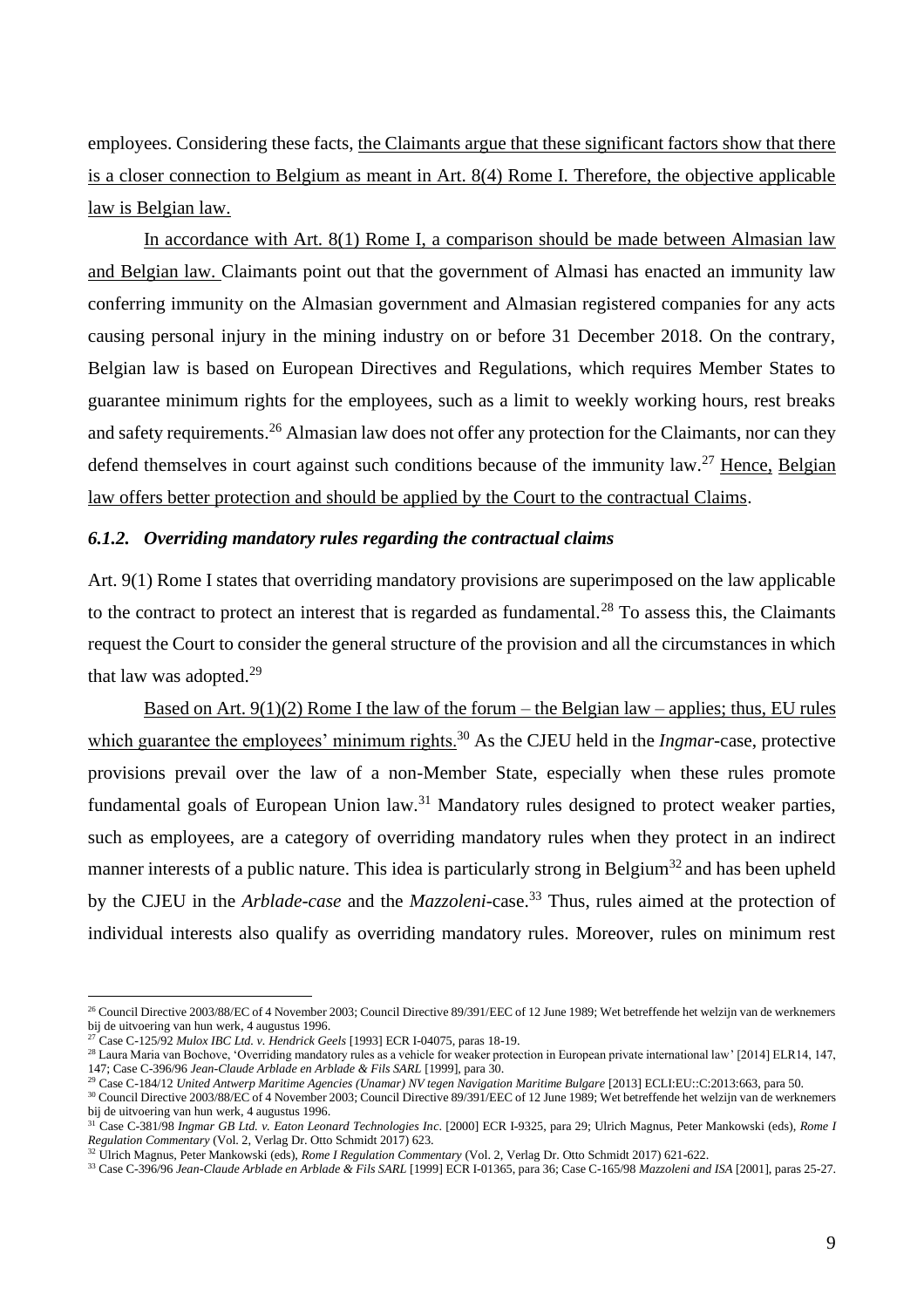employees. Considering these facts, the Claimants argue that these significant factors show that there is a closer connection to Belgium as meant in Art. 8(4) Rome I. Therefore, the objective applicable law is Belgian law.

In accordance with Art. 8(1) Rome I, a comparison should be made between Almasian law and Belgian law. Claimants point out that the government of Almasi has enacted an immunity law conferring immunity on the Almasian government and Almasian registered companies for any acts causing personal injury in the mining industry on or before 31 December 2018. On the contrary, Belgian law is based on European Directives and Regulations, which requires Member States to guarantee minimum rights for the employees, such as a limit to weekly working hours, rest breaks and safety requirements.[26] Almasian law does not offer any protection for the Claimants, nor can they defend themselves in court against such conditions because of the immunity law.[27] Hence, Belgian law offers better protection and should be applied by the Court to the contractual Claims.

### *6.1.2. Overriding mandatory rules regarding the contractual claims*

Art. 9(1) Rome I states that overriding mandatory provisions are superimposed on the law applicable to the contract to protect an interest that is regarded as fundamental.[28] To assess this, the Claimants request the Court to consider the general structure of the provision and all the circumstances in which that law was adopted.[29]

Based on Art. 9(1)(2) Rome I the law of the forum – the Belgian law – applies; thus, EU rules which guarantee the employees' minimum rights.[30] As the CJEU held in the *Ingmar*-case, protective provisions prevail over the law of a non-Member State, especially when these rules promote fundamental goals of European Union law.[31] Mandatory rules designed to protect weaker parties, such as employees, are a category of overriding mandatory rules when they protect in an indirect manner interests of a public nature. This idea is particularly strong in Belgium[32] and has been upheld by the CJEU in the *Arblade-case* and the *Mazzoleni*-case.[33] Thus, rules aimed at the protection of individual interests also qualify as overriding mandatory rules. Moreover, rules on minimum rest

---

[26] Council Directive 2003/88/EC of 4 November 2003; Council Directive 89/391/EEC of 12 June 1989; Wet betreffende het welzijn van de werknemers bij de uitvoering van hun werk, 4 augustus 1996.

[27] Case C-125/92 *Mulox IBC Ltd. v. Hendrick Geels* [1993] ECR I-04075, paras 18-19.

[28] Laura Maria van Bochove, 'Overriding mandatory rules as a vehicle for weaker protection in European private international law' [2014] ELR14, 147, 147; Case C-396/96 *Jean-Claude Arblade en Arblade & Fils SARL* [1999], para 30.

[29] Case C-184/12 *United Antwerp Maritime Agencies (Unamar) NV tegen Navigation Maritime Bulgare* [2013] ECLI:EU::C:2013:663, para 50.

[30] Council Directive 2003/88/EC of 4 November 2003; Council Directive 89/391/EEC of 12 June 1989; Wet betreffende het welzijn van de werknemers bij de uitvoering van hun werk, 4 augustus 1996.

[31] Case C-381/98 *Ingmar GB Ltd. v. Eaton Leonard Technologies Inc*. [2000] ECR I-9325, para 29; Ulrich Magnus, Peter Mankowski (eds), *Rome I Regulation Commentary* (Vol. 2, Verlag Dr. Otto Schmidt 2017) 623.

[32] Ulrich Magnus, Peter Mankowski (eds), *Rome I Regulation Commentary* (Vol. 2, Verlag Dr. Otto Schmidt 2017) 621-622.

[33] Case C-396/96 *Jean-Claude Arblade en Arblade & Fils SARL* [1999] ECR I-01365, para 36; Case C-165/98 *Mazzoleni and ISA* [2001], paras 25-27.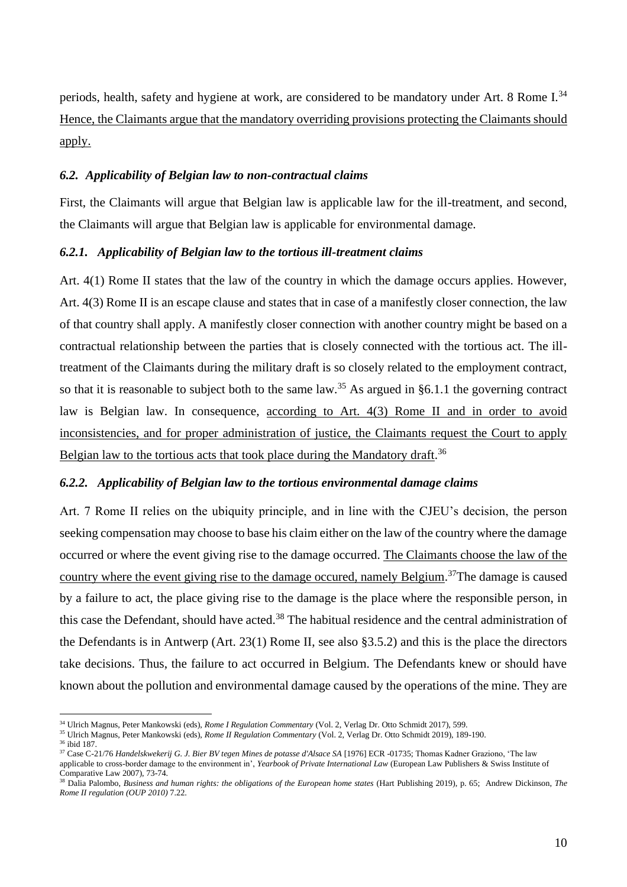periods, health, safety and hygiene at work, are considered to be mandatory under Art. 8 Rome I.[34] <u>Hence, the Claimants argue that the mandatory overriding provisions protecting the Claimants should apply.</u>

### *6.2. Applicability of Belgian law to non-contractual claims*

First, the Claimants will argue that Belgian law is applicable law for the ill-treatment, and second, the Claimants will argue that Belgian law is applicable for environmental damage.

#### *6.2.1. Applicability of Belgian law to the tortious ill-treatment claims*

Art. 4(1) Rome II states that the law of the country in which the damage occurs applies. However, Art. 4(3) Rome II is an escape clause and states that in case of a manifestly closer connection, the law of that country shall apply. A manifestly closer connection with another country might be based on a contractual relationship between the parties that is closely connected with the tortious act. The ill-treatment of the Claimants during the military draft is so closely related to the employment contract, so that it is reasonable to subject both to the same law.[35] As argued in §6.1.1 the governing contract law is Belgian law. In consequence, <u>according to Art. 4(3) Rome II and in order to avoid inconsistencies, and for proper administration of justice, the Claimants request the Court to apply Belgian law to the tortious acts that took place during the Mandatory draft</u>.[36]

#### *6.2.2. Applicability of Belgian law to the tortious environmental damage claims*

Art. 7 Rome II relies on the ubiquity principle, and in line with the CJEU's decision, the person seeking compensation may choose to base his claim either on the law of the country where the damage occurred or where the event giving rise to the damage occurred. <u>The Claimants choose the law of the country where the event giving rise to the damage occured, namely Belgium</u>.[37]The damage is caused by a failure to act, the place giving rise to the damage is the place where the responsible person, in this case the Defendant, should have acted.[38] The habitual residence and the central administration of the Defendants is in Antwerp (Art. 23(1) Rome II, see also §3.5.2) and this is the place the directors take decisions. Thus, the failure to act occurred in Belgium. The Defendants knew or should have known about the pollution and environmental damage caused by the operations of the mine. They are

---

[34] Ulrich Magnus, Peter Mankowski (eds), *Rome I Regulation Commentary* (Vol. 2, Verlag Dr. Otto Schmidt 2017), 599.

[35] Ulrich Magnus, Peter Mankowski (eds), *Rome II Regulation Commentary* (Vol. 2, Verlag Dr. Otto Schmidt 2019), 189-190.

[36] ibid 187.

[37] Case C-21/76 *Handelskwekerij G. J. Bier BV tegen Mines de potasse d'Alsace SA* [1976] ECR -01735; Thomas Kadner Graziono, 'The law applicable to cross-border damage to the environment in', *Yearbook of Private International Law* (European Law Publishers & Swiss Institute of Comparative Law 2007), 73-74.

[38] Dalia Palombo, *Business and human rights: the obligations of the European home states* (Hart Publishing 2019), p. 65; Andrew Dickinson, *The Rome II regulation (OUP 2010)* 7.22.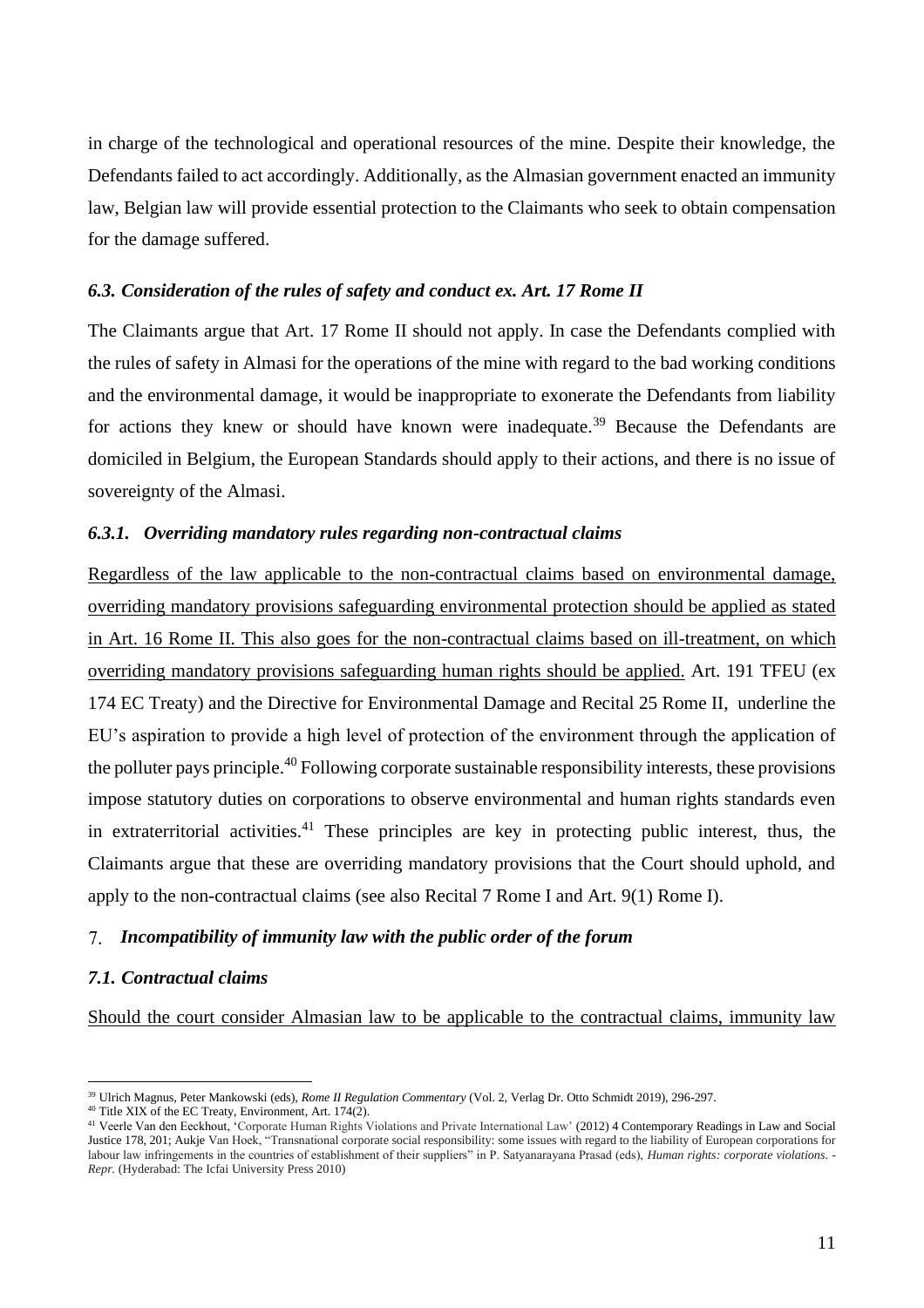in charge of the technological and operational resources of the mine. Despite their knowledge, the Defendants failed to act accordingly. Additionally, as the Almasian government enacted an immunity law, Belgian law will provide essential protection to the Claimants who seek to obtain compensation for the damage suffered.

### *6.3. Consideration of the rules of safety and conduct ex. Art. 17 Rome II*

The Claimants argue that Art. 17 Rome II should not apply. In case the Defendants complied with the rules of safety in Almasi for the operations of the mine with regard to the bad working conditions and the environmental damage, it would be inappropriate to exonerate the Defendants from liability for actions they knew or should have known were inadequate.[39] Because the Defendants are domiciled in Belgium, the European Standards should apply to their actions, and there is no issue of sovereignty of the Almasi.

#### *6.3.1. Overriding mandatory rules regarding non-contractual claims*

Regardless of the law applicable to the non-contractual claims based on environmental damage, overriding mandatory provisions safeguarding environmental protection should be applied as stated in Art. 16 Rome II. This also goes for the non-contractual claims based on ill-treatment, on which overriding mandatory provisions safeguarding human rights should be applied. Art. 191 TFEU (ex 174 EC Treaty) and the Directive for Environmental Damage and Recital 25 Rome II, underline the EU's aspiration to provide a high level of protection of the environment through the application of the polluter pays principle.[40] Following corporate sustainable responsibility interests, these provisions impose statutory duties on corporations to observe environmental and human rights standards even in extraterritorial activities.[41] These principles are key in protecting public interest, thus, the Claimants argue that these are overriding mandatory provisions that the Court should uphold, and apply to the non-contractual claims (see also Recital 7 Rome I and Art. 9(1) Rome I).

## 7. *Incompatibility of immunity law with the public order of the forum*

### *7.1. Contractual claims*

Should the court consider Almasian law to be applicable to the contractual claims, immunity law

---

[39] Ulrich Magnus, Peter Mankowski (eds), *Rome II Regulation Commentary* (Vol. 2, Verlag Dr. Otto Schmidt 2019), 296-297.

[40] Title XIX of the EC Treaty, Environment, Art. 174(2).

[41] Veerle Van den Eeckhout, 'Corporate Human Rights Violations and Private International Law' (2012) 4 Contemporary Readings in Law and Social Justice 178, 201; Aukje Van Hoek, "Transnational corporate social responsibility: some issues with regard to the liability of European corporations for labour law infringements in the countries of establishment of their suppliers" in P. Satyanarayana Prasad (eds), *Human rights: corporate violations. - Repr.* (Hyderabad: The Icfai University Press 2010)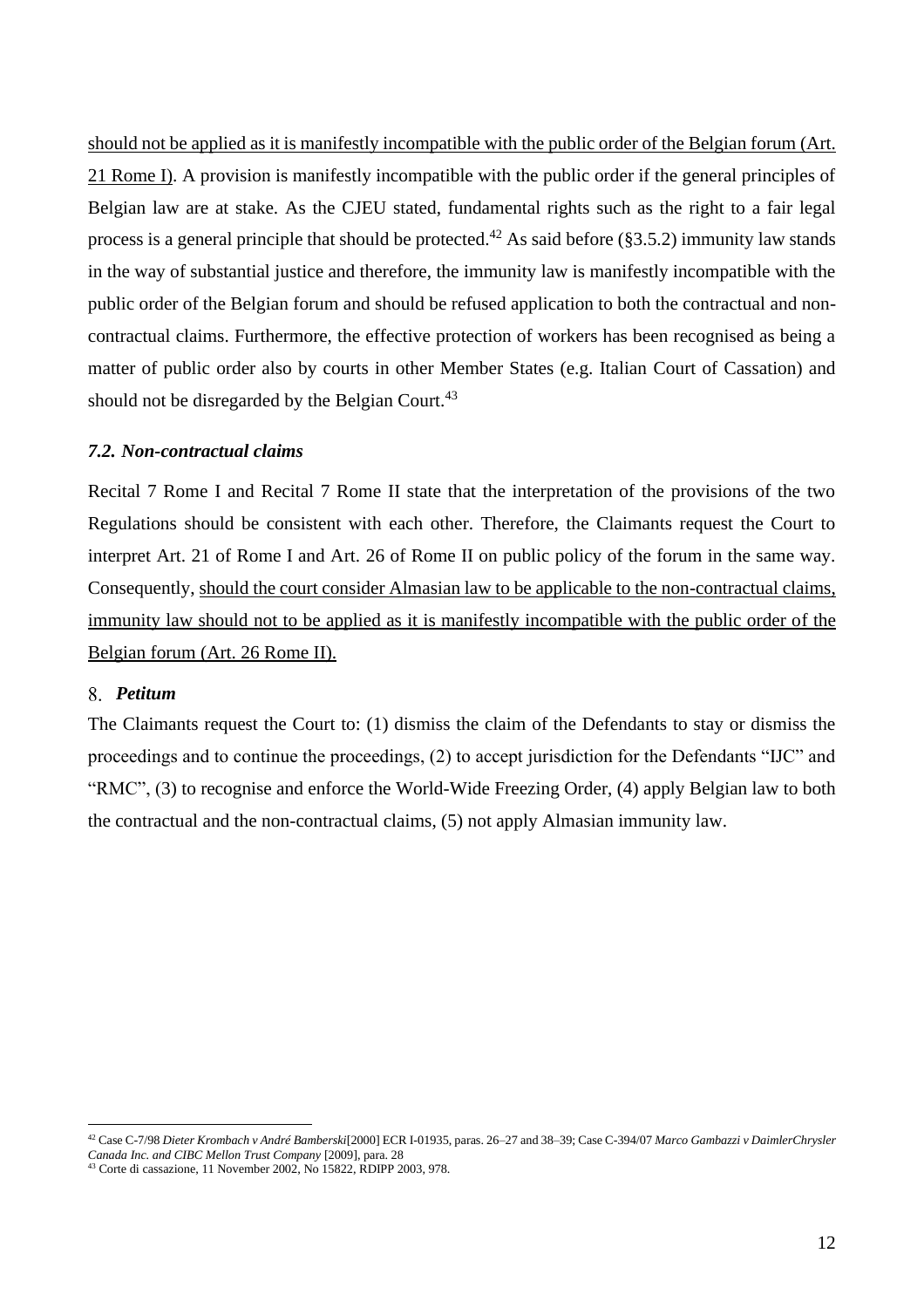should not be applied as it is manifestly incompatible with the public order of the Belgian forum (Art. 21 Rome I). A provision is manifestly incompatible with the public order if the general principles of Belgian law are at stake. As the CJEU stated, fundamental rights such as the right to a fair legal process is a general principle that should be protected.[42] As said before (§3.5.2) immunity law stands in the way of substantial justice and therefore, the immunity law is manifestly incompatible with the public order of the Belgian forum and should be refused application to both the contractual and non-contractual claims. Furthermore, the effective protection of workers has been recognised as being a matter of public order also by courts in other Member States (e.g. Italian Court of Cassation) and should not be disregarded by the Belgian Court.[43]

### *7.2. Non-contractual claims*

Recital 7 Rome I and Recital 7 Rome II state that the interpretation of the provisions of the two Regulations should be consistent with each other. Therefore, the Claimants request the Court to interpret Art. 21 of Rome I and Art. 26 of Rome II on public policy of the forum in the same way. Consequently, should the court consider Almasian law to be applicable to the non-contractual claims, immunity law should not to be applied as it is manifestly incompatible with the public order of the Belgian forum (Art. 26 Rome II).

## 8. *Petitum*

The Claimants request the Court to: (1) dismiss the claim of the Defendants to stay or dismiss the proceedings and to continue the proceedings, (2) to accept jurisdiction for the Defendants "IJC" and "RMC", (3) to recognise and enforce the World-Wide Freezing Order, (4) apply Belgian law to both the contractual and the non-contractual claims, (5) not apply Almasian immunity law.

---

[42] Case C-7/98 *Dieter Krombach v André Bamberski*[2000] ECR I-01935, paras. 26–27 and 38–39; Case C-394/07 *Marco Gambazzi v DaimlerChrysler Canada Inc. and CIBC Mellon Trust Company* [2009], para. 28

[43] Corte di cassazione, 11 November 2002, No 15822, RDIPP 2003, 978.